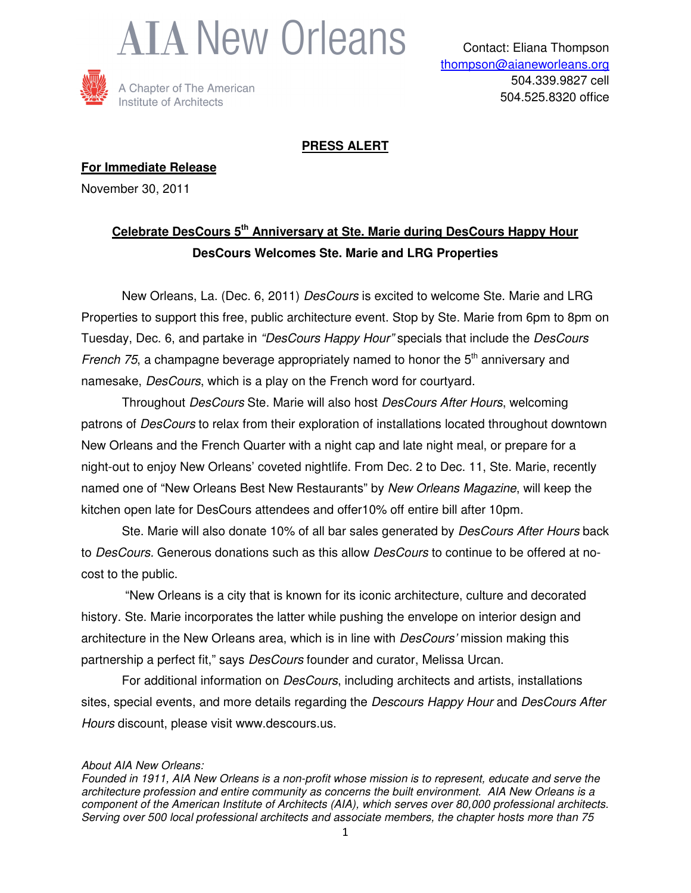# AIA New Orleans

A Chapter of The American Institute of Architects

Contact: Eliana Thompson
thompson@aianeworleans.org
504.339.9827 cell
504.525.8320 office

**PRESS ALERT**

**For Immediate Release**

November 30, 2011

## Celebrate DesCours 5th Anniversary at Ste. Marie during DesCours Happy Hour

### DesCours Welcomes Ste. Marie and LRG Properties

New Orleans, La. (Dec. 6, 2011) *DesCours* is excited to welcome Ste. Marie and LRG Properties to support this free, public architecture event. Stop by Ste. Marie from 6pm to 8pm on Tuesday, Dec. 6, and partake in *"DesCours Happy Hour"* specials that include the *DesCours French 75*, a champagne beverage appropriately named to honor the 5th anniversary and namesake, *DesCours*, which is a play on the French word for courtyard.

Throughout *DesCours* Ste. Marie will also host *DesCours After Hours*, welcoming patrons of *DesCours* to relax from their exploration of installations located throughout downtown New Orleans and the French Quarter with a night cap and late night meal, or prepare for a night-out to enjoy New Orleans' coveted nightlife. From Dec. 2 to Dec. 11, Ste. Marie, recently named one of "New Orleans Best New Restaurants" by *New Orleans Magazine*, will keep the kitchen open late for DesCours attendees and offer10% off entire bill after 10pm.

Ste. Marie will also donate 10% of all bar sales generated by *DesCours After Hours* back to *DesCours.* Generous donations such as this allow *DesCours* to continue to be offered at no-cost to the public.

"New Orleans is a city that is known for its iconic architecture, culture and decorated history. Ste. Marie incorporates the latter while pushing the envelope on interior design and architecture in the New Orleans area, which is in line with *DesCours'* mission making this partnership a perfect fit," says *DesCours* founder and curator, Melissa Urcan.

For additional information on *DesCours*, including architects and artists, installations sites, special events, and more details regarding the *Descours Happy Hour* and *DesCours After Hours* discount, please visit www.descours.us.

*About AIA New Orleans:*
*Founded in 1911, AIA New Orleans is a non-profit whose mission is to represent, educate and serve the architecture profession and entire community as concerns the built environment. AIA New Orleans is a component of the American Institute of Architects (AIA), which serves over 80,000 professional architects. Serving over 500 local professional architects and associate members, the chapter hosts more than 75*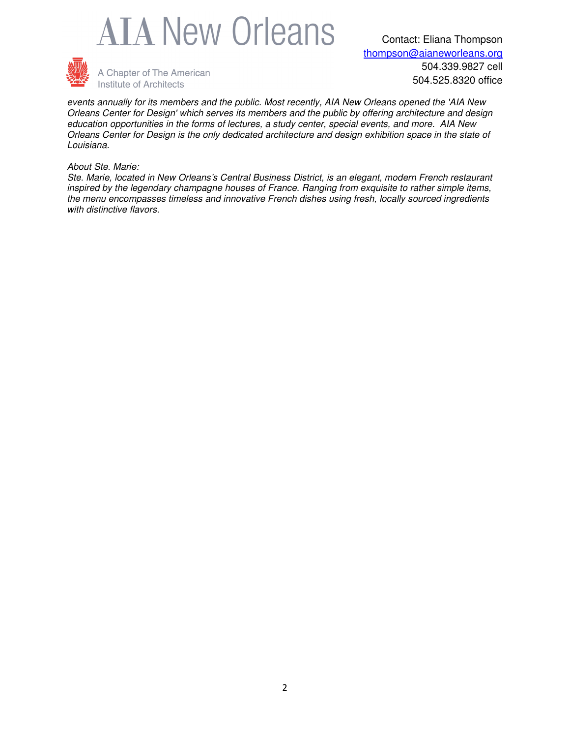# AIA New Orleans

A Chapter of The American Institute of Architects

Contact: Eliana Thompson
thompson@aianeworleans.org
504.339.9827 cell
504.525.8320 office

*events annually for its members and the public. Most recently, AIA New Orleans opened the 'AIA New Orleans Center for Design' which serves its members and the public by offering architecture and design education opportunities in the forms of lectures, a study center, special events, and more. AIA New Orleans Center for Design is the only dedicated architecture and design exhibition space in the state of Louisiana.*

*About Ste. Marie:*
*Ste. Marie, located in New Orleans's Central Business District, is an elegant, modern French restaurant inspired by the legendary champagne houses of France. Ranging from exquisite to rather simple items, the menu encompasses timeless and innovative French dishes using fresh, locally sourced ingredients with distinctive flavors.*